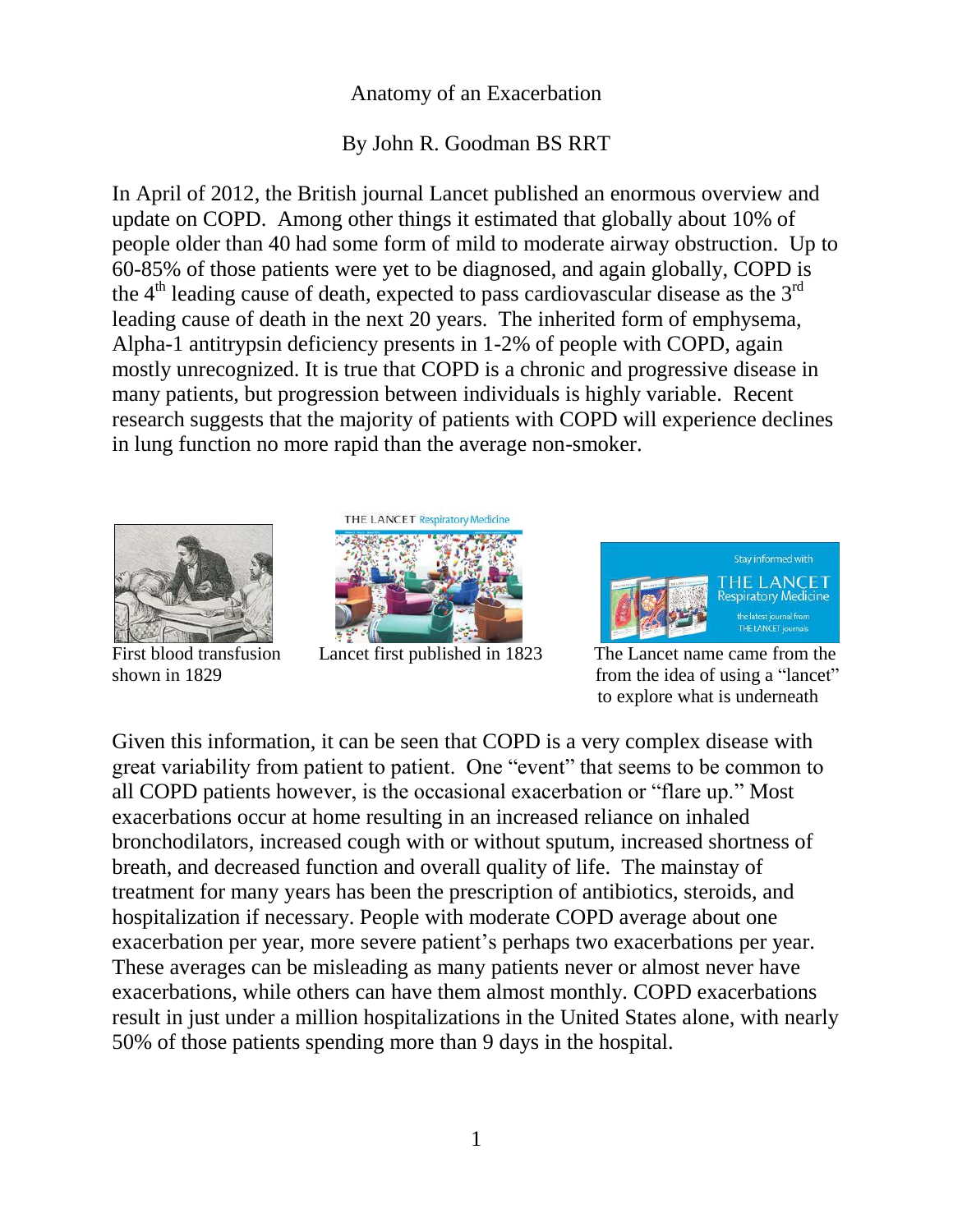# Anatomy of an Exacerbation

By John R. Goodman BS RRT

In April of 2012, the British journal Lancet published an enormous overview and update on COPD. Among other things it estimated that globally about 10% of people older than 40 had some form of mild to moderate airway obstruction. Up to 60-85% of those patients were yet to be diagnosed, and again globally, COPD is the 4th leading cause of death, expected to pass cardiovascular disease as the 3rd leading cause of death in the next 20 years. The inherited form of emphysema, Alpha-1 antitrypsin deficiency presents in 1-2% of people with COPD, again mostly unrecognized. It is true that COPD is a chronic and progressive disease in many patients, but progression between individuals is highly variable. Recent research suggests that the majority of patients with COPD will experience declines in lung function no more rapid than the average non-smoker.

First blood transfusion shown in 1829

Lancet first published in 1823

The Lancet name came from the from the idea of using a "lancet" to explore what is underneath

Given this information, it can be seen that COPD is a very complex disease with great variability from patient to patient. One "event" that seems to be common to all COPD patients however, is the occasional exacerbation or "flare up." Most exacerbations occur at home resulting in an increased reliance on inhaled bronchodilators, increased cough with or without sputum, increased shortness of breath, and decreased function and overall quality of life. The mainstay of treatment for many years has been the prescription of antibiotics, steroids, and hospitalization if necessary. People with moderate COPD average about one exacerbation per year, more severe patient's perhaps two exacerbations per year. These averages can be misleading as many patients never or almost never have exacerbations, while others can have them almost monthly. COPD exacerbations result in just under a million hospitalizations in the United States alone, with nearly 50% of those patients spending more than 9 days in the hospital.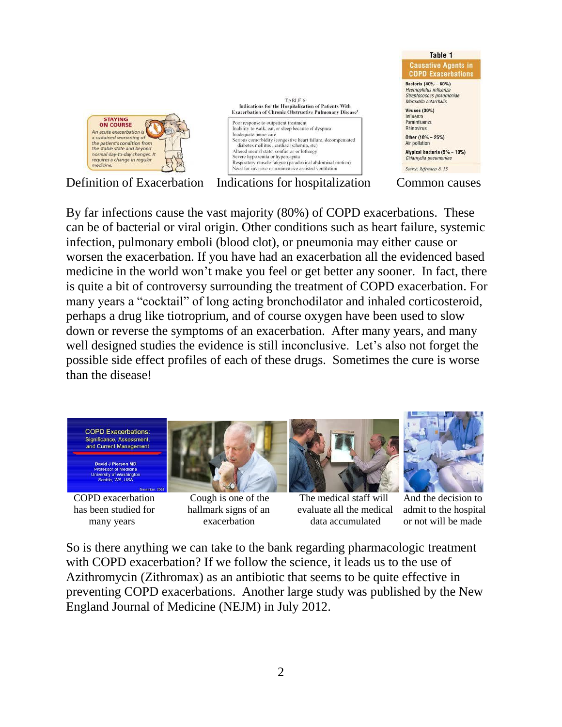STAYING ON COURSE

An acute exacerbation is a sustained worsening of the patient's condition from the stable state and beyond normal day-to-day changes. It requires a change in regular medicine.

Definition of Exacerbation

TABLE 6
Indications for the Hospitalization of Patients With Exacerbation of Chronic Obstructive Pulmonary Disease[3]

| |
|---|
| Poor response to outpatient treatment |
| Inability to walk, eat, or sleep because of dyspnea |
| Inadequate home care |
| Serious comorbidity (congestive heart failure, decompensated diabetes mellitus, cardiac ischemia, etc) |
| Altered mental state: confusion or lethargy |
| Severe hypoxemia or hypercapnia |
| Respiratory muscle fatigue (paradoxical abdominal motion) |
| Need for invasive or noninvasive assisted ventilation |

Indications for hospitalization

**Table 1**
**Causative Agents in COPD Exacerbations**

**Bacteria (40% – 50%)**
*Haemophilus influenza*
*Streptococcus pneumoniae*
*Moraxella catarrhalis*

**Viruses (30%)**
Influenza
Parainfluenza
Rhinovirus

**Other (10% – 25%)**
Air pollution

**Atypical bacteria (5% – 10%)**
*Chlamydia pneumoniae*

*Source: References 8, 15*

Common causes

By far infections cause the vast majority (80%) of COPD exacerbations. These can be of bacterial or viral origin. Other conditions such as heart failure, systemic infection, pulmonary emboli (blood clot), or pneumonia may either cause or worsen the exacerbation. If you have had an exacerbation all the evidenced based medicine in the world won't make you feel or get better any sooner. In fact, there is quite a bit of controversy surrounding the treatment of COPD exacerbation. For many years a "cocktail" of long acting bronchodilator and inhaled corticosteroid, perhaps a drug like tiotroprium, and of course oxygen have been used to slow down or reverse the symptoms of an exacerbation. After many years, and many well designed studies the evidence is still inconclusive. Let's also not forget the possible side effect profiles of each of these drugs. Sometimes the cure is worse than the disease!

COPD Exacerbations: Significance, Assessment, and Current Management
David J Pierson MD
Professor of Medicine
University of Washington
Seattle, WA, USA
December 2008

COPD exacerbation has been studied for many years

Cough is one of the hallmark signs of an exacerbation

The medical staff will evaluate all the medical data accumulated

And the decision to admit to the hospital or not will be made

So is there anything we can take to the bank regarding pharmacologic treatment with COPD exacerbation? If we follow the science, it leads us to the use of Azithromycin (Zithromax) as an antibiotic that seems to be quite effective in preventing COPD exacerbations. Another large study was published by the New England Journal of Medicine (NEJM) in July 2012.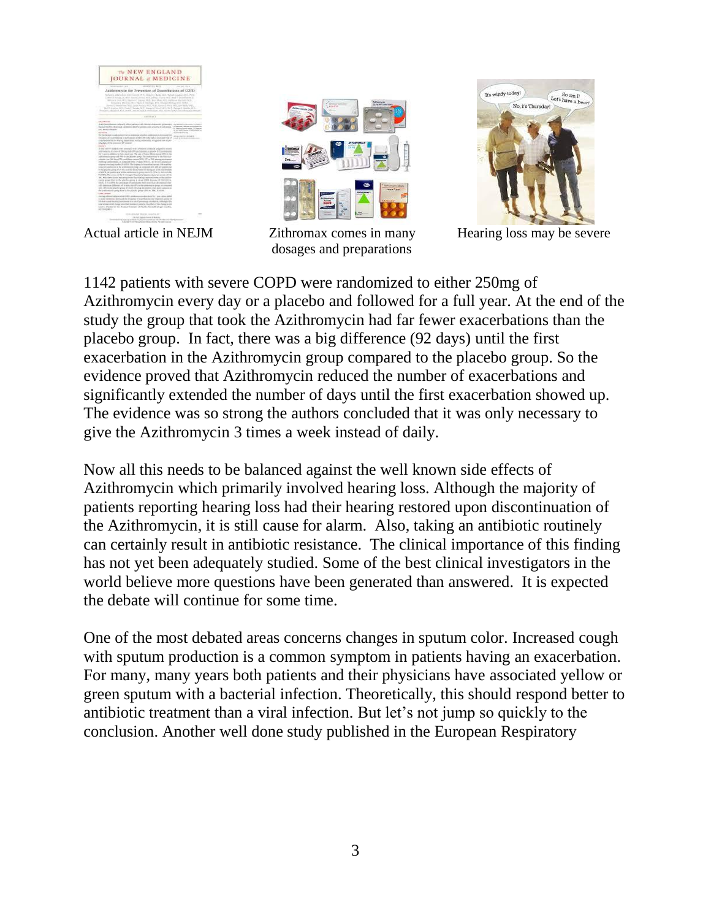Actual article in NEJM

Zithromax comes in many dosages and preparations

Hearing loss may be severe

1142 patients with severe COPD were randomized to either 250mg of Azithromycin every day or a placebo and followed for a full year. At the end of the study the group that took the Azithromycin had far fewer exacerbations than the placebo group. In fact, there was a big difference (92 days) until the first exacerbation in the Azithromycin group compared to the placebo group. So the evidence proved that Azithromycin reduced the number of exacerbations and significantly extended the number of days until the first exacerbation showed up. The evidence was so strong the authors concluded that it was only necessary to give the Azithromycin 3 times a week instead of daily.

Now all this needs to be balanced against the well known side effects of Azithromycin which primarily involved hearing loss. Although the majority of patients reporting hearing loss had their hearing restored upon discontinuation of the Azithromycin, it is still cause for alarm. Also, taking an antibiotic routinely can certainly result in antibiotic resistance. The clinical importance of this finding has not yet been adequately studied. Some of the best clinical investigators in the world believe more questions have been generated than answered. It is expected the debate will continue for some time.

One of the most debated areas concerns changes in sputum color. Increased cough with sputum production is a common symptom in patients having an exacerbation. For many, many years both patients and their physicians have associated yellow or green sputum with a bacterial infection. Theoretically, this should respond better to antibiotic treatment than a viral infection. But let's not jump so quickly to the conclusion. Another well done study published in the European Respiratory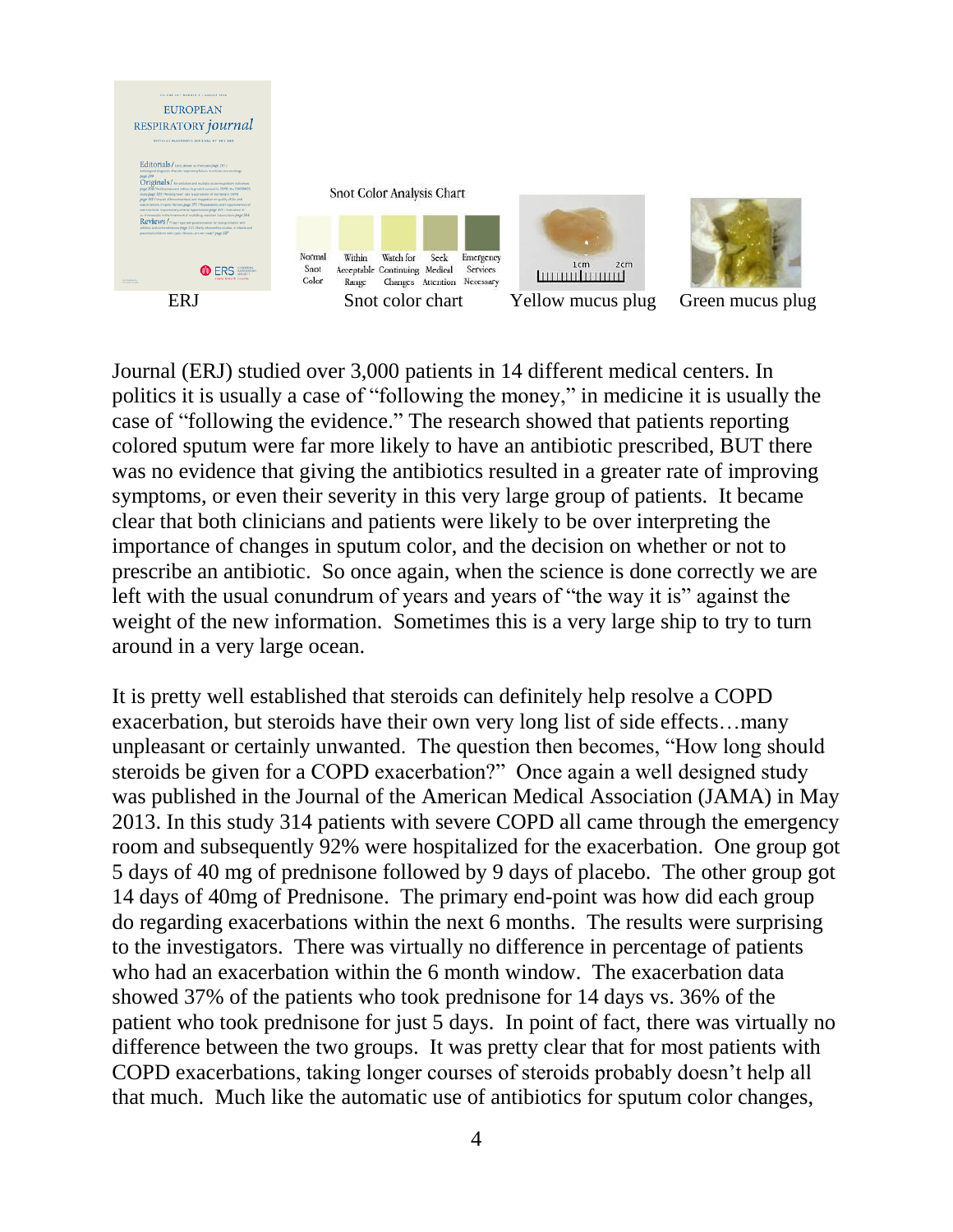ERJ    Snot color chart    Yellow mucus plug    Green mucus plug

Journal (ERJ) studied over 3,000 patients in 14 different medical centers. In politics it is usually a case of "following the money," in medicine it is usually the case of "following the evidence." The research showed that patients reporting colored sputum were far more likely to have an antibiotic prescribed, BUT there was no evidence that giving the antibiotics resulted in a greater rate of improving symptoms, or even their severity in this very large group of patients. It became clear that both clinicians and patients were likely to be over interpreting the importance of changes in sputum color, and the decision on whether or not to prescribe an antibiotic. So once again, when the science is done correctly we are left with the usual conundrum of years and years of "the way it is" against the weight of the new information. Sometimes this is a very large ship to try to turn around in a very large ocean.

It is pretty well established that steroids can definitely help resolve a COPD exacerbation, but steroids have their own very long list of side effects…many unpleasant or certainly unwanted. The question then becomes, "How long should steroids be given for a COPD exacerbation?" Once again a well designed study was published in the Journal of the American Medical Association (JAMA) in May 2013. In this study 314 patients with severe COPD all came through the emergency room and subsequently 92% were hospitalized for the exacerbation. One group got 5 days of 40 mg of prednisone followed by 9 days of placebo. The other group got 14 days of 40mg of Prednisone. The primary end-point was how did each group do regarding exacerbations within the next 6 months. The results were surprising to the investigators. There was virtually no difference in percentage of patients who had an exacerbation within the 6 month window. The exacerbation data showed 37% of the patients who took prednisone for 14 days vs. 36% of the patient who took prednisone for just 5 days. In point of fact, there was virtually no difference between the two groups. It was pretty clear that for most patients with COPD exacerbations, taking longer courses of steroids probably doesn't help all that much. Much like the automatic use of antibiotics for sputum color changes,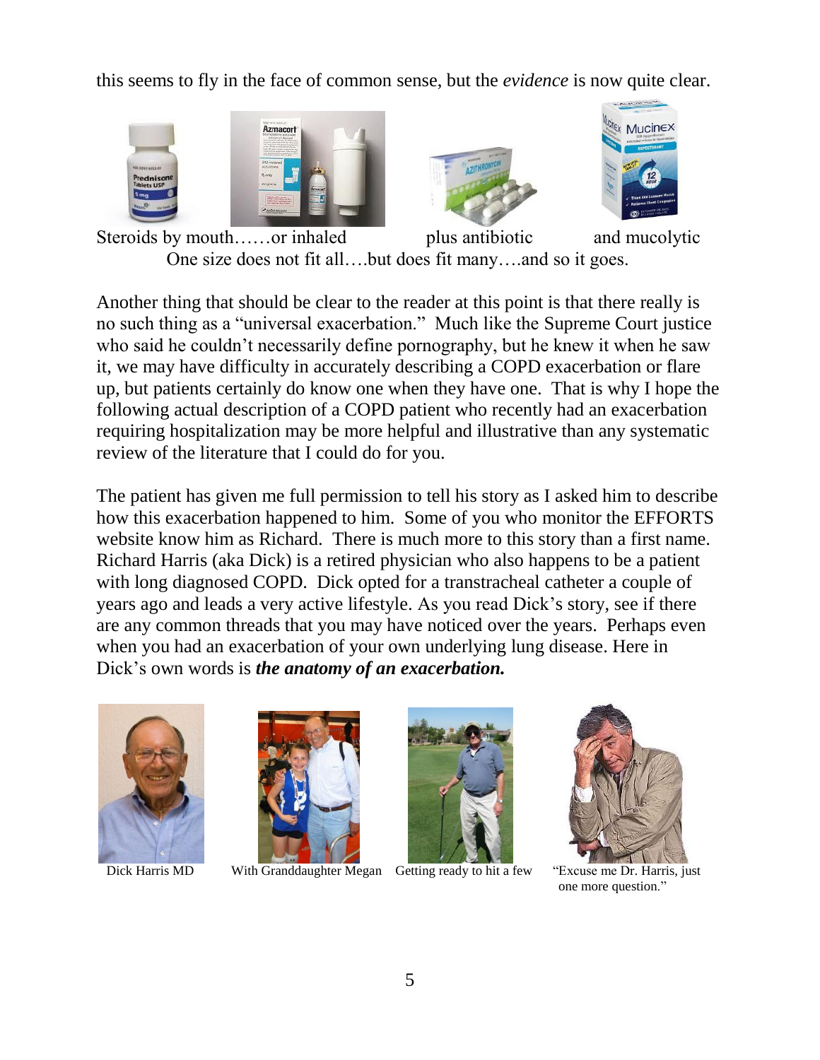this seems to fly in the face of common sense, but the *evidence* is now quite clear.

Steroids by mouth……or inhaled plus antibiotic and mucolytic

One size does not fit all….but does fit many….and so it goes.

Another thing that should be clear to the reader at this point is that there really is no such thing as a "universal exacerbation." Much like the Supreme Court justice who said he couldn't necessarily define pornography, but he knew it when he saw it, we may have difficulty in accurately describing a COPD exacerbation or flare up, but patients certainly do know one when they have one. That is why I hope the following actual description of a COPD patient who recently had an exacerbation requiring hospitalization may be more helpful and illustrative than any systematic review of the literature that I could do for you.

The patient has given me full permission to tell his story as I asked him to describe how this exacerbation happened to him. Some of you who monitor the EFFORTS website know him as Richard. There is much more to this story than a first name. Richard Harris (aka Dick) is a retired physician who also happens to be a patient with long diagnosed COPD. Dick opted for a transtracheal catheter a couple of years ago and leads a very active lifestyle. As you read Dick's story, see if there are any common threads that you may have noticed over the years. Perhaps even when you had an exacerbation of your own underlying lung disease. Here in Dick's own words is ***the anatomy of an exacerbation.***

Dick Harris MD

With Granddaughter Megan

Getting ready to hit a few

"Excuse me Dr. Harris, just one more question."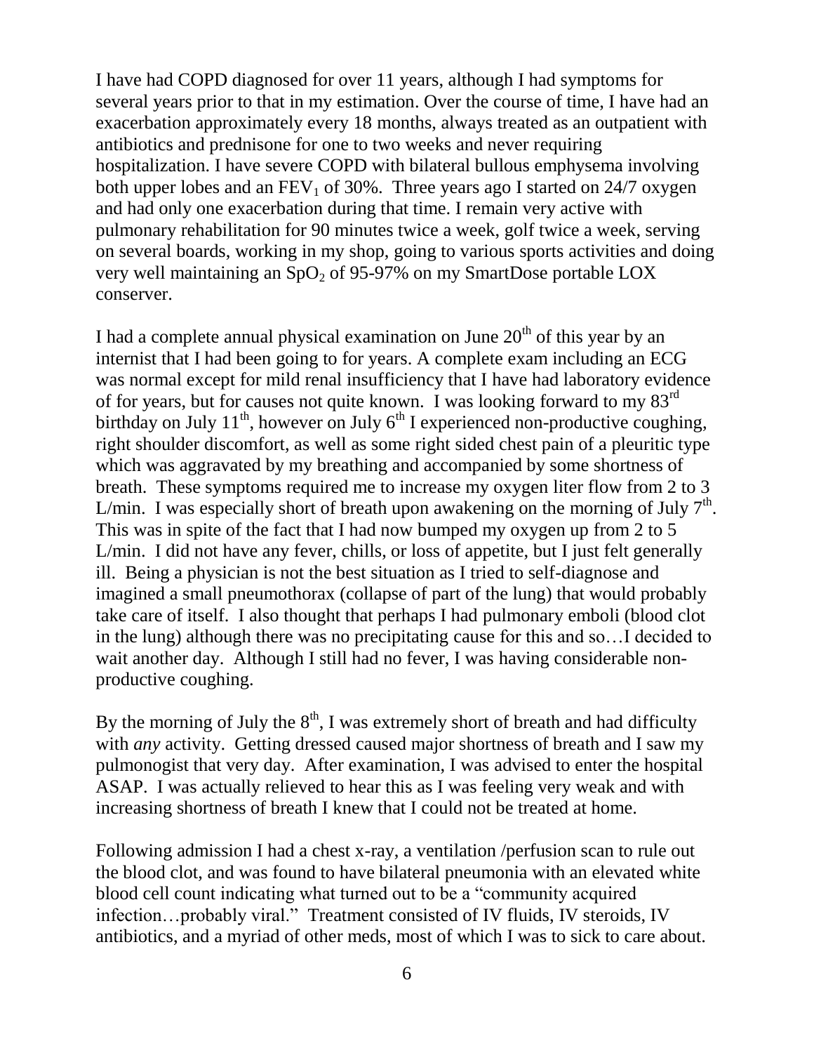I have had COPD diagnosed for over 11 years, although I had symptoms for several years prior to that in my estimation. Over the course of time, I have had an exacerbation approximately every 18 months, always treated as an outpatient with antibiotics and prednisone for one to two weeks and never requiring hospitalization. I have severe COPD with bilateral bullous emphysema involving both upper lobes and an $FEV_1$ of 30%. Three years ago I started on 24/7 oxygen and had only one exacerbation during that time. I remain very active with pulmonary rehabilitation for 90 minutes twice a week, golf twice a week, serving on several boards, working in my shop, going to various sports activities and doing very well maintaining an $SpO_2$ of 95-97% on my SmartDose portable LOX conserver.

I had a complete annual physical examination on June 20th of this year by an internist that I had been going to for years. A complete exam including an ECG was normal except for mild renal insufficiency that I have had laboratory evidence of for years, but for causes not quite known. I was looking forward to my 83rd birthday on July 11th, however on July 6th I experienced non-productive coughing, right shoulder discomfort, as well as some right sided chest pain of a pleuritic type which was aggravated by my breathing and accompanied by some shortness of breath. These symptoms required me to increase my oxygen liter flow from 2 to 3 L/min. I was especially short of breath upon awakening on the morning of July 7th. This was in spite of the fact that I had now bumped my oxygen up from 2 to 5 L/min. I did not have any fever, chills, or loss of appetite, but I just felt generally ill. Being a physician is not the best situation as I tried to self-diagnose and imagined a small pneumothorax (collapse of part of the lung) that would probably take care of itself. I also thought that perhaps I had pulmonary emboli (blood clot in the lung) although there was no precipitating cause for this and so…I decided to wait another day. Although I still had no fever, I was having considerable non-productive coughing.

By the morning of July the 8th, I was extremely short of breath and had difficulty with *any* activity. Getting dressed caused major shortness of breath and I saw my pulmonogist that very day. After examination, I was advised to enter the hospital ASAP. I was actually relieved to hear this as I was feeling very weak and with increasing shortness of breath I knew that I could not be treated at home.

Following admission I had a chest x-ray, a ventilation /perfusion scan to rule out the blood clot, and was found to have bilateral pneumonia with an elevated white blood cell count indicating what turned out to be a "community acquired infection…probably viral." Treatment consisted of IV fluids, IV steroids, IV antibiotics, and a myriad of other meds, most of which I was to sick to care about.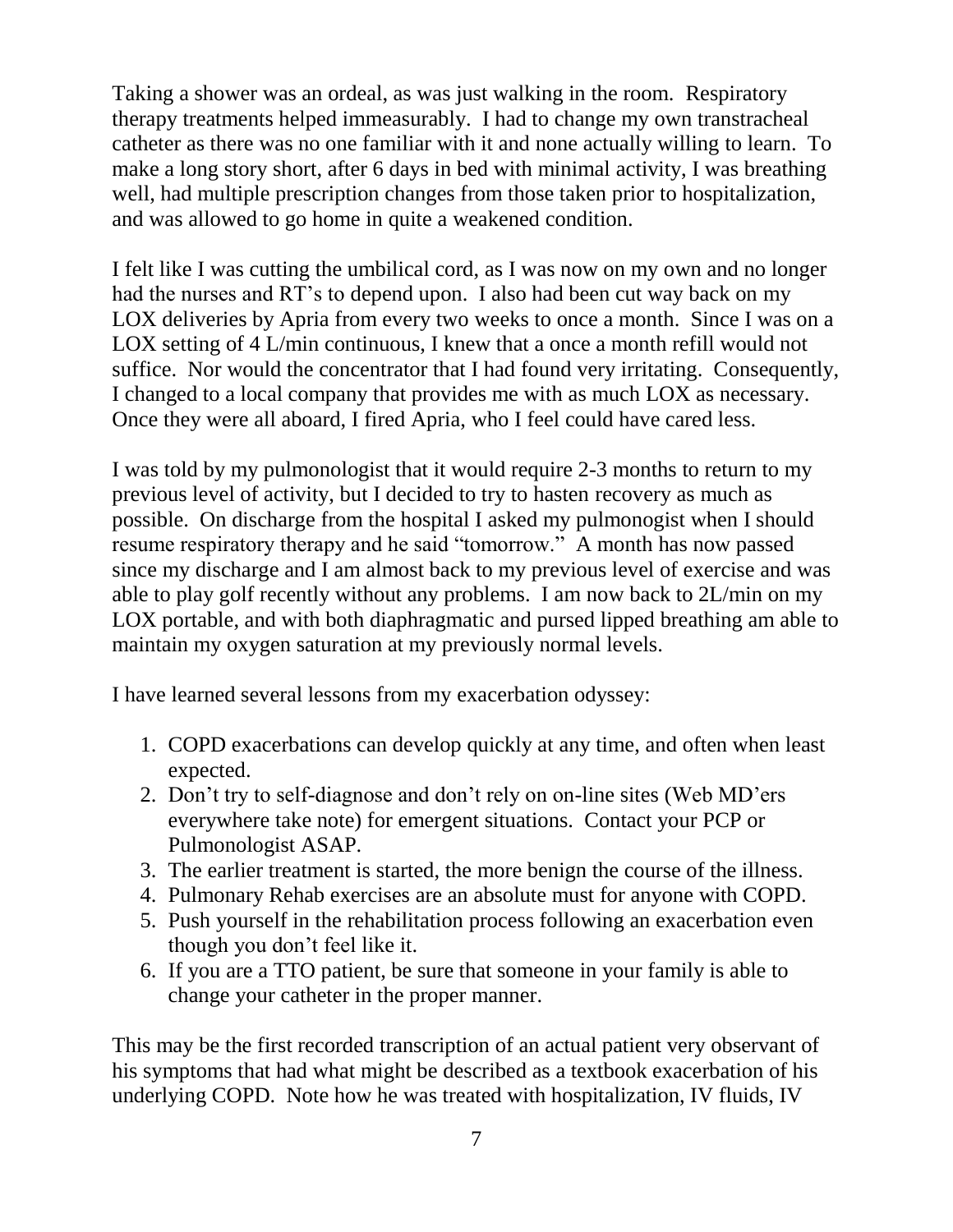Taking a shower was an ordeal, as was just walking in the room. Respiratory therapy treatments helped immeasurably. I had to change my own transtracheal catheter as there was no one familiar with it and none actually willing to learn. To make a long story short, after 6 days in bed with minimal activity, I was breathing well, had multiple prescription changes from those taken prior to hospitalization, and was allowed to go home in quite a weakened condition.

I felt like I was cutting the umbilical cord, as I was now on my own and no longer had the nurses and RT's to depend upon. I also had been cut way back on my LOX deliveries by Apria from every two weeks to once a month. Since I was on a LOX setting of 4 L/min continuous, I knew that a once a month refill would not suffice. Nor would the concentrator that I had found very irritating. Consequently, I changed to a local company that provides me with as much LOX as necessary. Once they were all aboard, I fired Apria, who I feel could have cared less.

I was told by my pulmonologist that it would require 2-3 months to return to my previous level of activity, but I decided to try to hasten recovery as much as possible. On discharge from the hospital I asked my pulmonogist when I should resume respiratory therapy and he said "tomorrow." A month has now passed since my discharge and I am almost back to my previous level of exercise and was able to play golf recently without any problems. I am now back to 2L/min on my LOX portable, and with both diaphragmatic and pursed lipped breathing am able to maintain my oxygen saturation at my previously normal levels.

I have learned several lessons from my exacerbation odyssey:

1. COPD exacerbations can develop quickly at any time, and often when least expected.
2. Don't try to self-diagnose and don't rely on on-line sites (Web MD'ers everywhere take note) for emergent situations. Contact your PCP or Pulmonologist ASAP.
3. The earlier treatment is started, the more benign the course of the illness.
4. Pulmonary Rehab exercises are an absolute must for anyone with COPD.
5. Push yourself in the rehabilitation process following an exacerbation even though you don't feel like it.
6. If you are a TTO patient, be sure that someone in your family is able to change your catheter in the proper manner.

This may be the first recorded transcription of an actual patient very observant of his symptoms that had what might be described as a textbook exacerbation of his underlying COPD. Note how he was treated with hospitalization, IV fluids, IV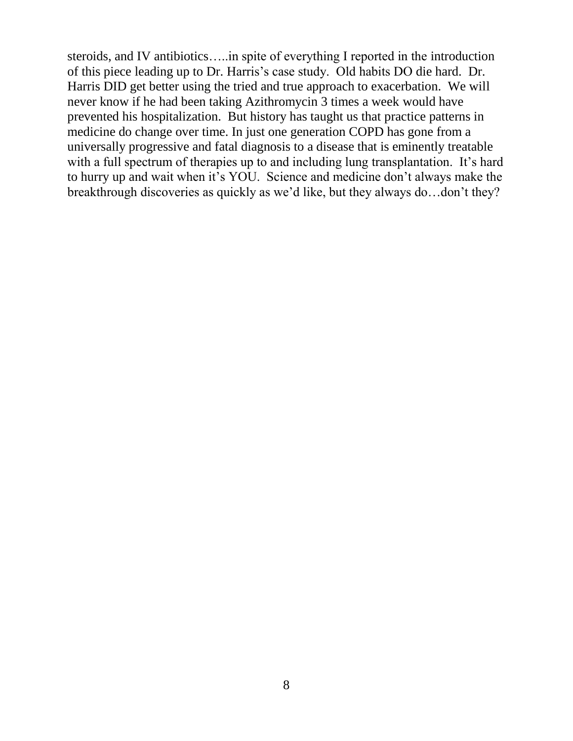steroids, and IV antibiotics…..in spite of everything I reported in the introduction of this piece leading up to Dr. Harris's case study. Old habits DO die hard. Dr. Harris DID get better using the tried and true approach to exacerbation. We will never know if he had been taking Azithromycin 3 times a week would have prevented his hospitalization. But history has taught us that practice patterns in medicine do change over time. In just one generation COPD has gone from a universally progressive and fatal diagnosis to a disease that is eminently treatable with a full spectrum of therapies up to and including lung transplantation. It's hard to hurry up and wait when it's YOU. Science and medicine don't always make the breakthrough discoveries as quickly as we'd like, but they always do…don't they?